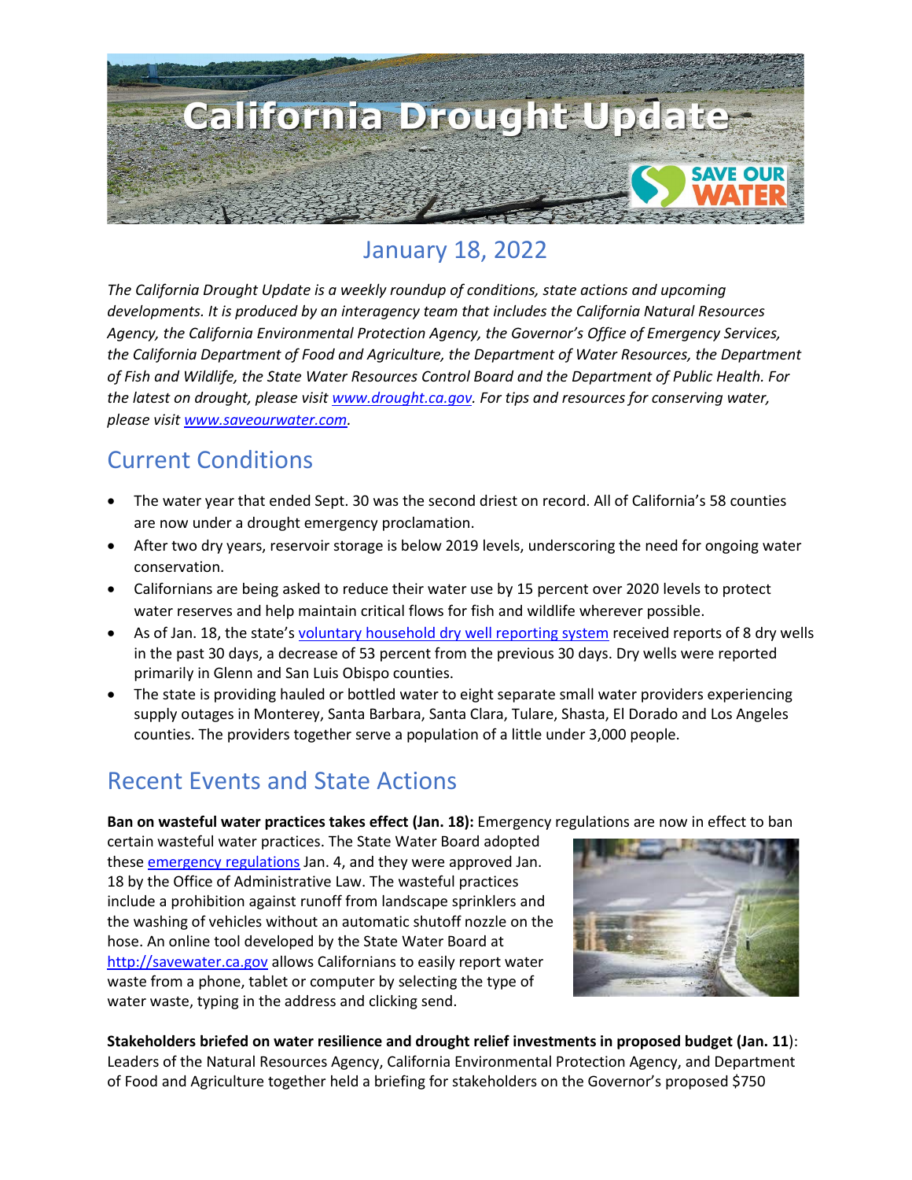# California Drought Update

## January 18, 2022

*The California Drought Update is a weekly roundup of conditions, state actions and upcoming developments. It is produced by an interagency team that includes the California Natural Resources Agency, the California Environmental Protection Agency, the Governor's Office of Emergency Services, the California Department of Food and Agriculture, the Department of Water Resources, the Department of Fish and Wildlife, the State Water Resources Control Board and the Department of Public Health. For the latest on drought, please visit [www.drought.ca.gov](www.drought.ca.gov). For tips and resources for conserving water, please visit [www.saveourwater.com](www.saveourwater.com).*

## Current Conditions

- The water year that ended Sept. 30 was the second driest on record. All of California's 58 counties are now under a drought emergency proclamation.
- After two dry years, reservoir storage is below 2019 levels, underscoring the need for ongoing water conservation.
- Californians are being asked to reduce their water use by 15 percent over 2020 levels to protect water reserves and help maintain critical flows for fish and wildlife wherever possible.
- As of Jan. 18, the state's voluntary household dry well reporting system received reports of 8 dry wells in the past 30 days, a decrease of 53 percent from the previous 30 days. Dry wells were reported primarily in Glenn and San Luis Obispo counties.
- The state is providing hauled or bottled water to eight separate small water providers experiencing supply outages in Monterey, Santa Barbara, Santa Clara, Tulare, Shasta, El Dorado and Los Angeles counties. The providers together serve a population of a little under 3,000 people.

## Recent Events and State Actions

**Ban on wasteful water practices takes effect (Jan. 18):** Emergency regulations are now in effect to ban certain wasteful water practices. The State Water Board adopted these emergency regulations Jan. 4, and they were approved Jan. 18 by the Office of Administrative Law. The wasteful practices include a prohibition against runoff from landscape sprinklers and the washing of vehicles without an automatic shutoff nozzle on the hose. An online tool developed by the State Water Board at [http://savewater.ca.gov](http://savewater.ca.gov) allows Californians to easily report water waste from a phone, tablet or computer by selecting the type of water waste, typing in the address and clicking send.

**Stakeholders briefed on water resilience and drought relief investments in proposed budget (Jan. 11)**: Leaders of the Natural Resources Agency, California Environmental Protection Agency, and Department of Food and Agriculture together held a briefing for stakeholders on the Governor's proposed $750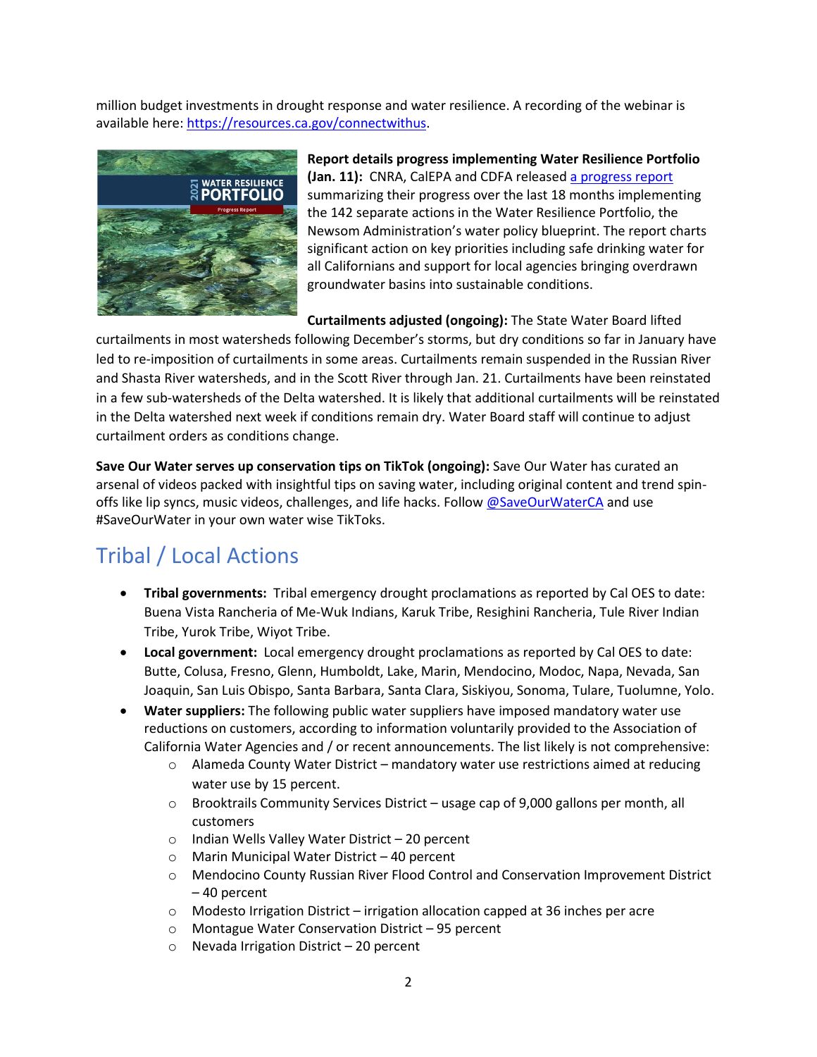million budget investments in drought response and water resilience. A recording of the webinar is available here: https://resources.ca.gov/connectwithus.

**Report details progress implementing Water Resilience Portfolio (Jan. 11):** CNRA, CalEPA and CDFA released a progress report summarizing their progress over the last 18 months implementing the 142 separate actions in the Water Resilience Portfolio, the Newsom Administration's water policy blueprint. The report charts significant action on key priorities including safe drinking water for all Californians and support for local agencies bringing overdrawn groundwater basins into sustainable conditions.

**Curtailments adjusted (ongoing):** The State Water Board lifted curtailments in most watersheds following December's storms, but dry conditions so far in January have led to re-imposition of curtailments in some areas. Curtailments remain suspended in the Russian River and Shasta River watersheds, and in the Scott River through Jan. 21. Curtailments have been reinstated in a few sub-watersheds of the Delta watershed. It is likely that additional curtailments will be reinstated in the Delta watershed next week if conditions remain dry. Water Board staff will continue to adjust curtailment orders as conditions change.

**Save Our Water serves up conservation tips on TikTok (ongoing):** Save Our Water has curated an arsenal of videos packed with insightful tips on saving water, including original content and trend spin-offs like lip syncs, music videos, challenges, and life hacks. Follow @SaveOurWaterCA and use #SaveOurWater in your own water wise TikToks.

## Tribal / Local Actions

- **Tribal governments:** Tribal emergency drought proclamations as reported by Cal OES to date: Buena Vista Rancheria of Me-Wuk Indians, Karuk Tribe, Resighini Rancheria, Tule River Indian Tribe, Yurok Tribe, Wiyot Tribe.
- **Local government:** Local emergency drought proclamations as reported by Cal OES to date: Butte, Colusa, Fresno, Glenn, Humboldt, Lake, Marin, Mendocino, Modoc, Napa, Nevada, San Joaquin, San Luis Obispo, Santa Barbara, Santa Clara, Siskiyou, Sonoma, Tulare, Tuolumne, Yolo.
- **Water suppliers:** The following public water suppliers have imposed mandatory water use reductions on customers, according to information voluntarily provided to the Association of California Water Agencies and / or recent announcements. The list likely is not comprehensive:
  - Alameda County Water District – mandatory water use restrictions aimed at reducing water use by 15 percent.
  - Brooktrails Community Services District – usage cap of 9,000 gallons per month, all customers
  - Indian Wells Valley Water District – 20 percent
  - Marin Municipal Water District – 40 percent
  - Mendocino County Russian River Flood Control and Conservation Improvement District – 40 percent
  - Modesto Irrigation District – irrigation allocation capped at 36 inches per acre
  - Montague Water Conservation District – 95 percent
  - Nevada Irrigation District – 20 percent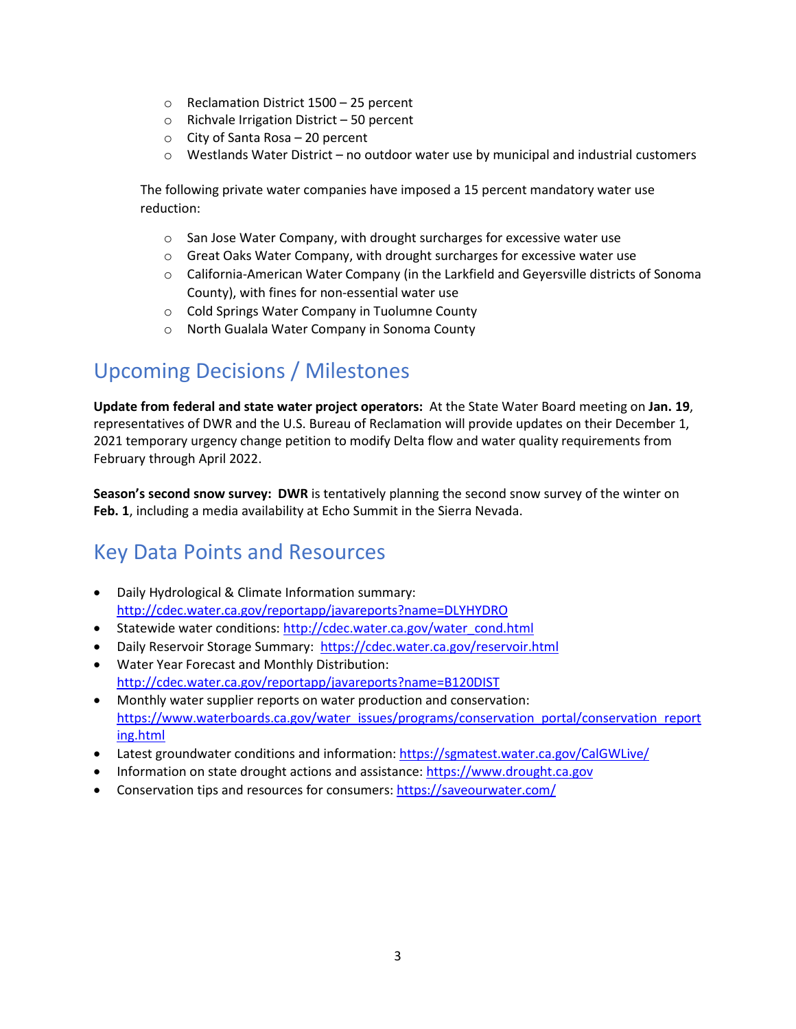- Reclamation District 1500 – 25 percent
- Richvale Irrigation District – 50 percent
- City of Santa Rosa – 20 percent
- Westlands Water District – no outdoor water use by municipal and industrial customers

The following private water companies have imposed a 15 percent mandatory water use reduction:

- San Jose Water Company, with drought surcharges for excessive water use
- Great Oaks Water Company, with drought surcharges for excessive water use
- California-American Water Company (in the Larkfield and Geyersville districts of Sonoma County), with fines for non-essential water use
- Cold Springs Water Company in Tuolumne County
- North Gualala Water Company in Sonoma County

## Upcoming Decisions / Milestones

**Update from federal and state water project operators:** At the State Water Board meeting on **Jan. 19**, representatives of DWR and the U.S. Bureau of Reclamation will provide updates on their December 1, 2021 temporary urgency change petition to modify Delta flow and water quality requirements from February through April 2022.

**Season's second snow survey: DWR** is tentatively planning the second snow survey of the winter on **Feb. 1**, including a media availability at Echo Summit in the Sierra Nevada.

## Key Data Points and Resources

- Daily Hydrological & Climate Information summary: http://cdec.water.ca.gov/reportapp/javareports?name=DLYHYDRO
- Statewide water conditions: http://cdec.water.ca.gov/water_cond.html
- Daily Reservoir Storage Summary: https://cdec.water.ca.gov/reservoir.html
- Water Year Forecast and Monthly Distribution: http://cdec.water.ca.gov/reportapp/javareports?name=B120DIST
- Monthly water supplier reports on water production and conservation: https://www.waterboards.ca.gov/water_issues/programs/conservation_portal/conservation_reporting.html
- Latest groundwater conditions and information: https://sgmatest.water.ca.gov/CalGWLive/
- Information on state drought actions and assistance: https://www.drought.ca.gov
- Conservation tips and resources for consumers: https://saveourwater.com/